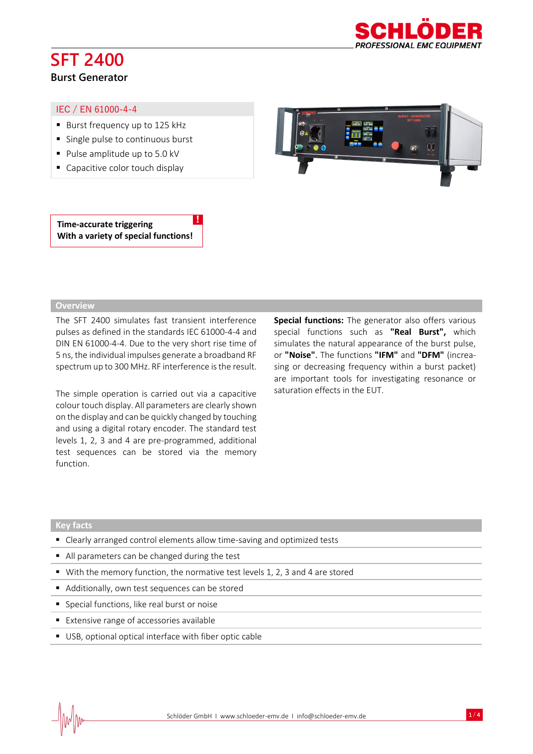# SFT 2400

## Burst Generator

### IEC / EN 61000-4-4

- Burst frequency up to 125 kHz
- Single pulse to continuous burst
- Pulse amplitude up to 5.0 kV
- Capacitive color touch display

**Time-accurate triggering**
**With a variety of special functions!**

## Overview

The SFT 2400 simulates fast transient interference pulses as defined in the standards IEC 61000-4-4 and DIN EN 61000-4-4. Due to the very short rise time of 5 ns, the individual impulses generate a broadband RF spectrum up to 300 MHz. RF interference is the result.

The simple operation is carried out via a capacitive colour touch display. All parameters are clearly shown on the display and can be quickly changed by touching and using a digital rotary encoder. The standard test levels 1, 2, 3 and 4 are pre-programmed, additional test sequences can be stored via the memory function.

**Special functions:** The generator also offers various special functions such as **"Real Burst",** which simulates the natural appearance of the burst pulse, or **"Noise"**. The functions **"IFM"** and **"DFM"** (increasing or decreasing frequency within a burst packet) are important tools for investigating resonance or saturation effects in the EUT.

## Key facts

- Clearly arranged control elements allow time-saving and optimized tests
- All parameters can be changed during the test
- With the memory function, the normative test levels 1, 2, 3 and 4 are stored
- Additionally, own test sequences can be stored
- Special functions, like real burst or noise
- Extensive range of accessories available
- USB, optional optical interface with fiber optic cable

Schlöder GmbH I www.schloeder-emv.de I info@schloeder-emv.de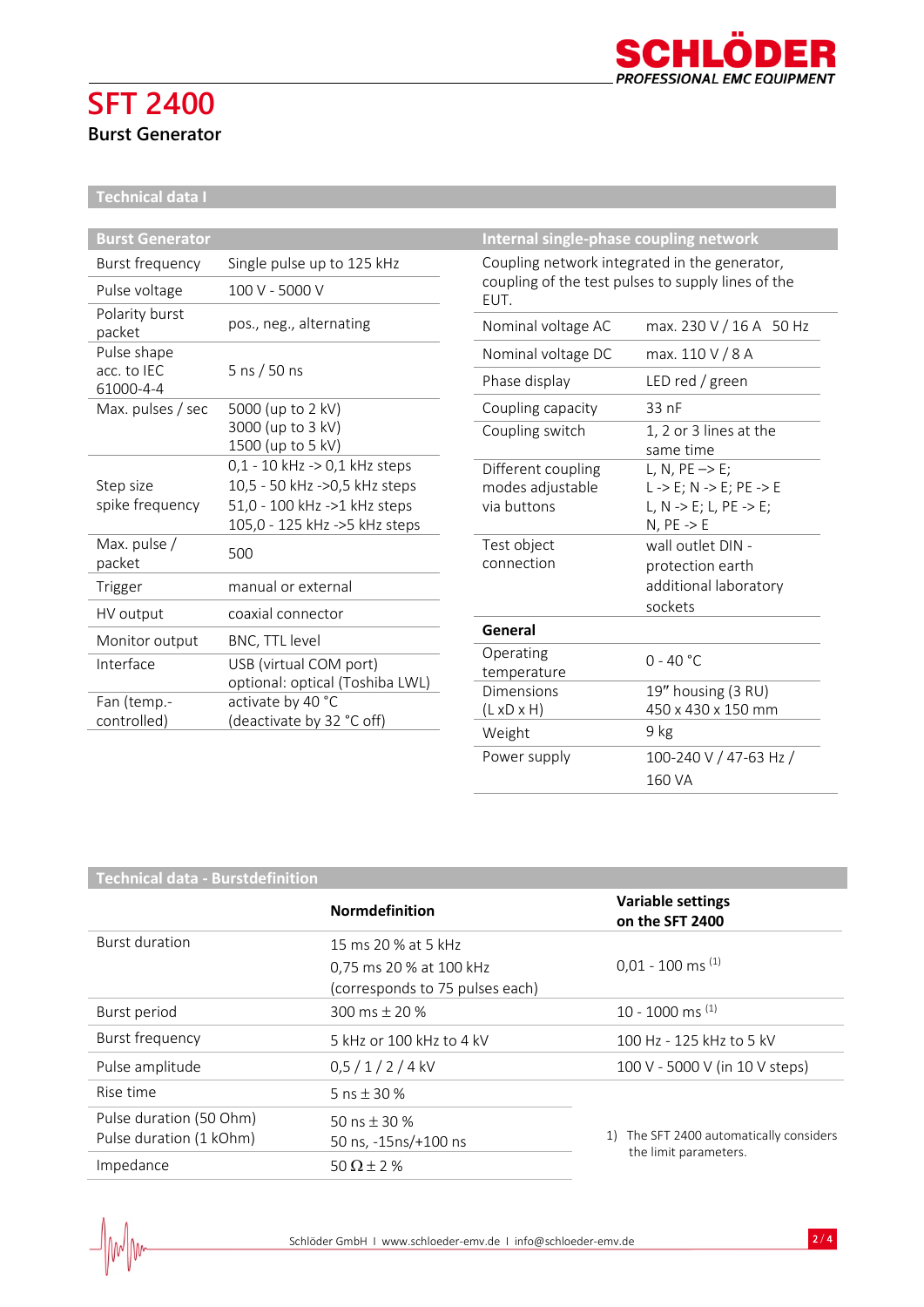# SFT 2400

**Burst Generator**

## Technical data I

| Burst Generator | |
|---|---|
| Burst frequency | Single pulse up to 125 kHz |
| Pulse voltage | 100 V - 5000 V |
| Polarity burst packet | pos., neg., alternating |
| Pulse shape acc. to IEC 61000-4-4 | 5 ns / 50 ns |
| Max. pulses / sec | 5000 (up to 2 kV)<br>3000 (up to 3 kV)<br>1500 (up to 5 kV) |
| Step size spike frequency | 0,1 - 10 kHz -> 0,1 kHz steps<br>10,5 - 50 kHz ->0,5 kHz steps<br>51,0 - 100 kHz ->1 kHz steps<br>105,0 - 125 kHz ->5 kHz steps |
| Max. pulse / packet | 500 |
| Trigger | manual or external |
| HV output | coaxial connector |
| Monitor output | BNC, TTL level |
| Interface | USB (virtual COM port)<br>optional: optical (Toshiba LWL) |
| Fan (temp.-controlled) | activate by 40 °C<br>(deactivate by 32 °C off) |

| Internal single-phase coupling network | |
|---|---|
| Coupling network integrated in the generator, coupling of the test pulses to supply lines of the EUT. | |
| Nominal voltage AC | max. 230 V / 16 A 50 Hz |
| Nominal voltage DC | max. 110 V / 8 A |
| Phase display | LED red / green |
| Coupling capacity | 33 nF |
| Coupling switch | 1, 2 or 3 lines at the same time |
| Different coupling modes adjustable via buttons | L, N, PE –> E;<br>L -> E; N -> E; PE -> E<br>L, N -> E; L, PE -> E;<br>N, PE -> E |
| Test object connection | wall outlet DIN - protection earth<br>additional laboratory sockets |

| General | |
|---|---|
| Operating temperature | 0 - 40 °C |
| Dimensions (L xD x H) | 19" housing (3 RU)<br>450 x 430 x 150 mm |
| Weight | 9 kg |
| Power supply | 100-240 V / 47-63 Hz / 160 VA |

## Technical data - Burstdefinition

| | Normdefinition | Variable settings on the SFT 2400 |
|---|---|---|
| Burst duration | 15 ms 20 % at 5 kHz<br>0,75 ms 20 % at 100 kHz<br>(corresponds to 75 pulses each) | 0,01 - 100 ms [1] |
| Burst period | 300 ms ± 20 % | 10 - 1000 ms [1] |
| Burst frequency | 5 kHz or 100 kHz to 4 kV | 100 Hz - 125 kHz to 5 kV |
| Pulse amplitude | 0,5 / 1 / 2 / 4 kV | 100 V - 5000 V (in 10 V steps) |
| Rise time | 5 ns ± 30 % | |
| Pulse duration (50 Ohm)<br>Pulse duration (1 kOhm) | 50 ns ± 30 %<br>50 ns, -15ns/+100 ns | |
| Impedance | 50 Ω ± 2 % | |

1) The SFT 2400 automatically considers the limit parameters.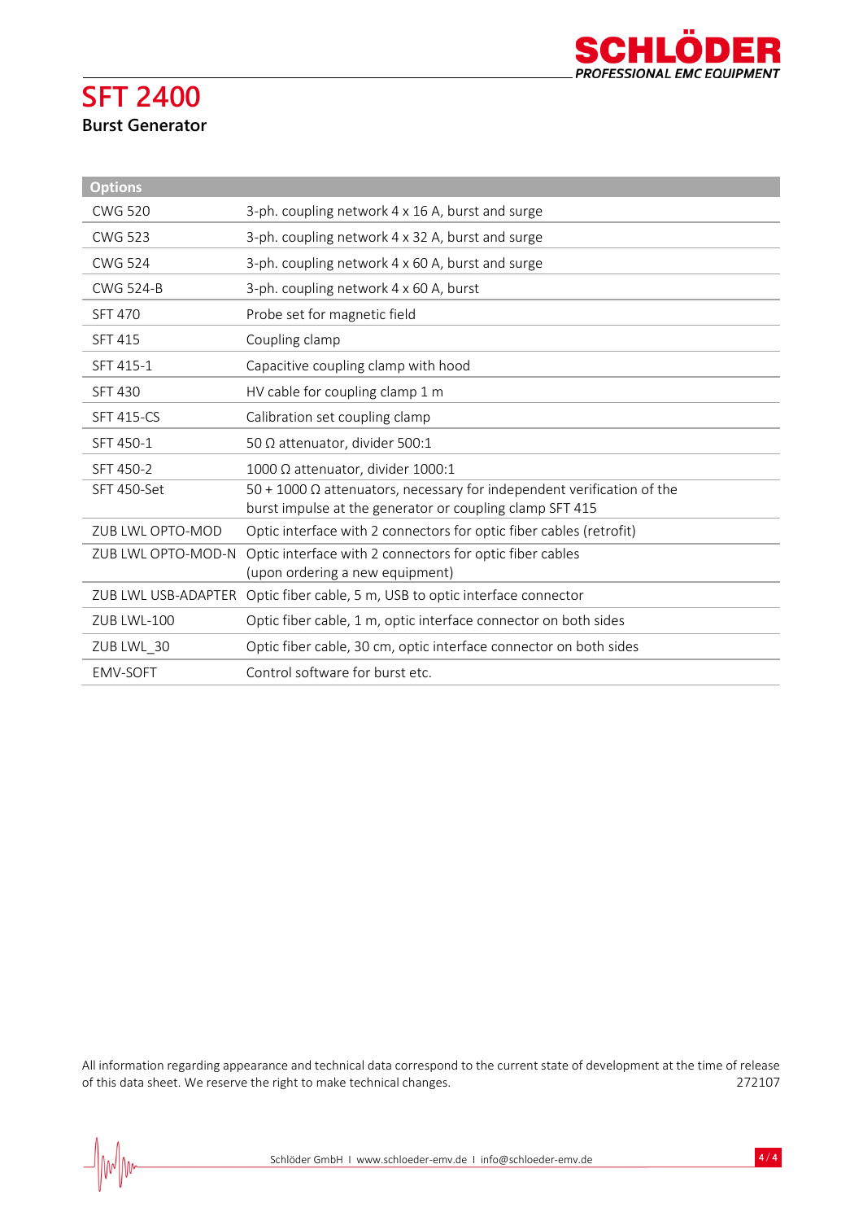# SFT 2400

**Burst Generator**

| Options | |
|---|---|
| CWG 520 | 3-ph. coupling network 4 x 16 A, burst and surge |
| CWG 523 | 3-ph. coupling network 4 x 32 A, burst and surge |
| CWG 524 | 3-ph. coupling network 4 x 60 A, burst and surge |
| CWG 524-B | 3-ph. coupling network 4 x 60 A, burst |
| SFT 470 | Probe set for magnetic field |
| SFT 415 | Coupling clamp |
| SFT 415-1 | Capacitive coupling clamp with hood |
| SFT 430 | HV cable for coupling clamp 1 m |
| SFT 415-CS | Calibration set coupling clamp |
| SFT 450-1 | 50 Ω attenuator, divider 500:1 |
| SFT 450-2 | 1000 Ω attenuator, divider 1000:1 |
| SFT 450-Set | 50 + 1000 Ω attenuators, necessary for independent verification of the burst impulse at the generator or coupling clamp SFT 415 |
| ZUB LWL OPTO-MOD | Optic interface with 2 connectors for optic fiber cables (retrofit) |
| ZUB LWL OPTO-MOD-N | Optic interface with 2 connectors for optic fiber cables (upon ordering a new equipment) |
| ZUB LWL USB-ADAPTER | Optic fiber cable, 5 m, USB to optic interface connector |
| ZUB LWL-100 | Optic fiber cable, 1 m, optic interface connector on both sides |
| ZUB LWL_30 | Optic fiber cable, 30 cm, optic interface connector on both sides |
| EMV-SOFT | Control software for burst etc. |

All information regarding appearance and technical data correspond to the current state of development at the time of release of this data sheet. We reserve the right to make technical changes. 272107